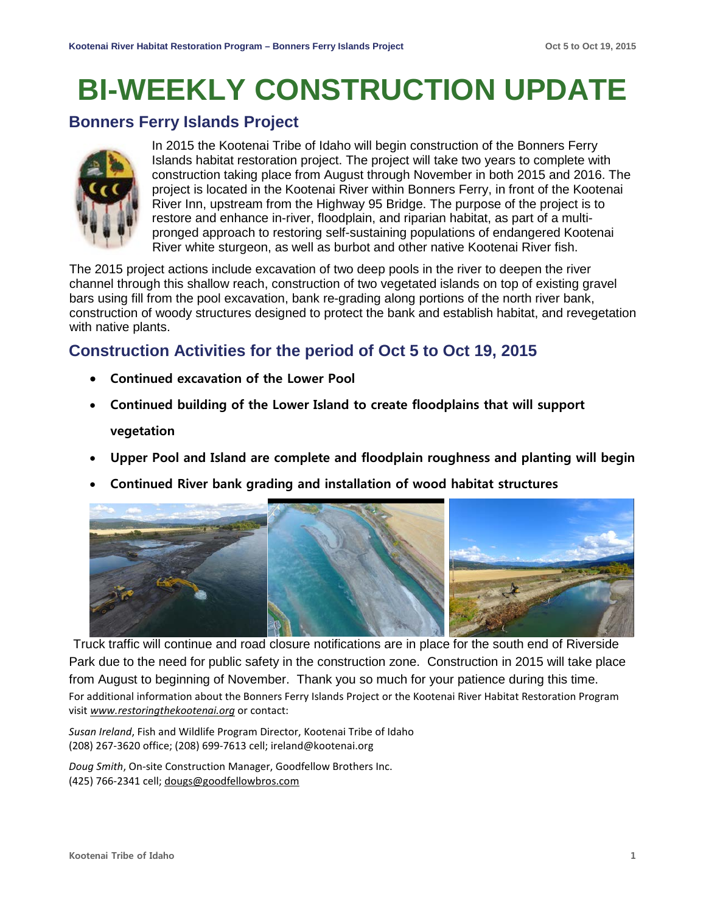# BI-WEEKLY CONSTRUCTION UPDATE

## Bonners Ferry Islands Project

In 2015 the Kootenai Tribe of Idaho will begin construction of the Bonners Ferry Islands habitat restoration project. The project will take two years to complete with construction taking place from August through November in both 2015 and 2016. The project is located in the Kootenai River within Bonners Ferry, in front of the Kootenai River Inn, upstream from the Highway 95 Bridge. The purpose of the project is to restore and enhance in-river, floodplain, and riparian habitat, as part of a multi-pronged approach to restoring self-sustaining populations of endangered Kootenai River white sturgeon, as well as burbot and other native Kootenai River fish.

The 2015 project actions include excavation of two deep pools in the river to deepen the river channel through this shallow reach, construction of two vegetated islands on top of existing gravel bars using fill from the pool excavation, bank re-grading along portions of the north river bank, construction of woody structures designed to protect the bank and establish habitat, and revegetation with native plants.

## Construction Activities for the period of Oct 5 to Oct 19, 2015

- **Continued excavation of the Lower Pool**
- **Continued building of the Lower Island to create floodplains that will support vegetation**
- **Upper Pool and Island are complete and floodplain roughness and planting will begin**
- **Continued River bank grading and installation of wood habitat structures**

Truck traffic will continue and road closure notifications are in place for the south end of Riverside Park due to the need for public safety in the construction zone. Construction in 2015 will take place from August to beginning of November. Thank you so much for your patience during this time.

For additional information about the Bonners Ferry Islands Project or the Kootenai River Habitat Restoration Program visit *www.restoringthekootenai.org* or contact:

*Susan Ireland*, Fish and Wildlife Program Director, Kootenai Tribe of Idaho
(208) 267-3620 office; (208) 699-7613 cell; ireland@kootenai.org

*Doug Smith*, On-site Construction Manager, Goodfellow Brothers Inc.
(425) 766-2341 cell; dougs@goodfellowbros.com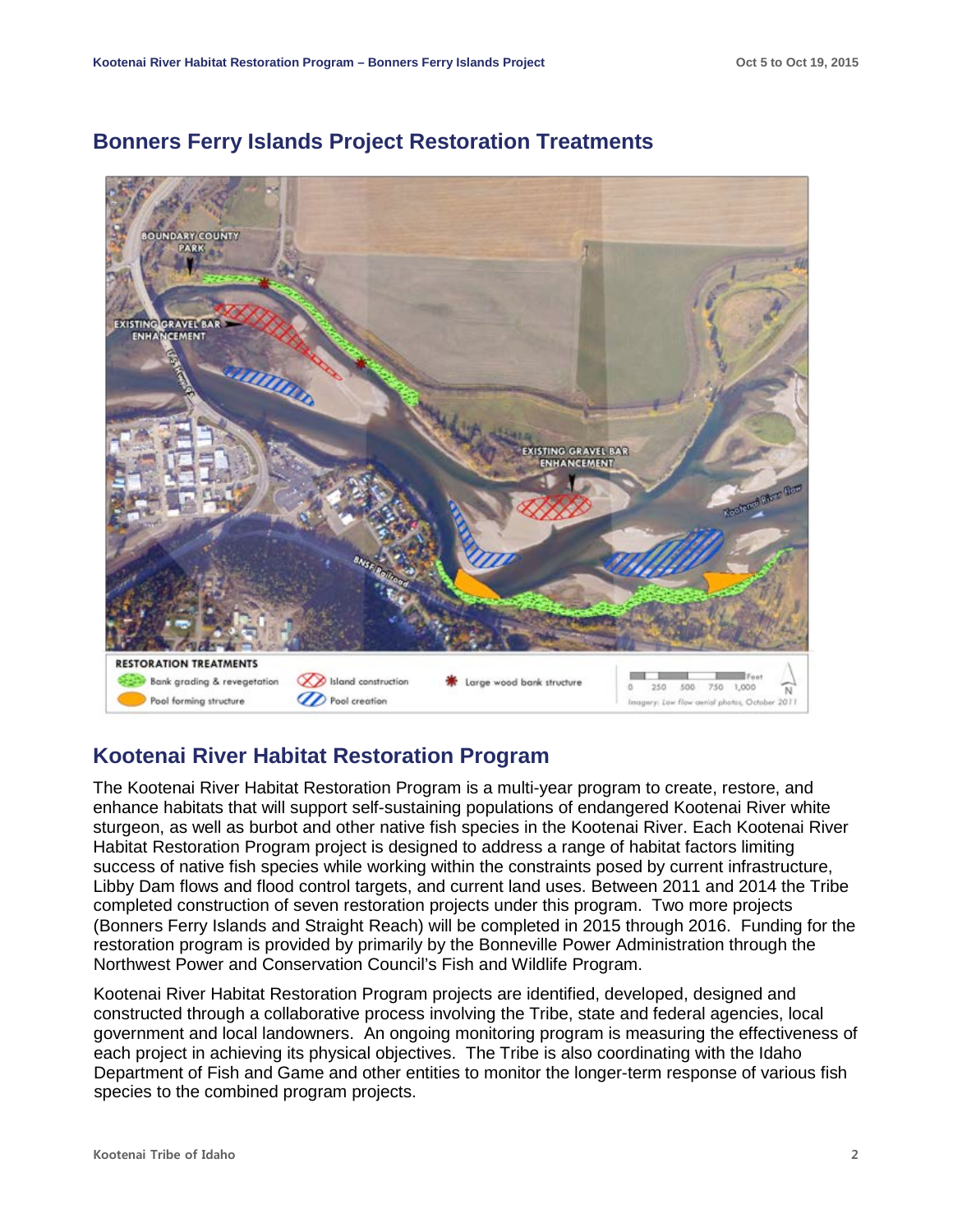## Bonners Ferry Islands Project Restoration Treatments

BOUNDARY COUNTY PARK

EXISTING GRAVEL BAR ENHANCEMENT

US Hwy 95

EXISTING GRAVEL BAR ENHANCEMENT

Kootenai River flow

BNSF Railroad

RESTORATION TREATMENTS

Bank grading & revegetation

Pool forming structure

Island construction

Pool creation

Large wood bank structure

Feet

0 250 500 750 1,000

N

Imagery: Low flow aerial photos, October 2011

## Kootenai River Habitat Restoration Program

The Kootenai River Habitat Restoration Program is a multi-year program to create, restore, and enhance habitats that will support self-sustaining populations of endangered Kootenai River white sturgeon, as well as burbot and other native fish species in the Kootenai River. Each Kootenai River Habitat Restoration Program project is designed to address a range of habitat factors limiting success of native fish species while working within the constraints posed by current infrastructure, Libby Dam flows and flood control targets, and current land uses. Between 2011 and 2014 the Tribe completed construction of seven restoration projects under this program. Two more projects (Bonners Ferry Islands and Straight Reach) will be completed in 2015 through 2016. Funding for the restoration program is provided by primarily by the Bonneville Power Administration through the Northwest Power and Conservation Council's Fish and Wildlife Program.

Kootenai River Habitat Restoration Program projects are identified, developed, designed and constructed through a collaborative process involving the Tribe, state and federal agencies, local government and local landowners. An ongoing monitoring program is measuring the effectiveness of each project in achieving its physical objectives. The Tribe is also coordinating with the Idaho Department of Fish and Game and other entities to monitor the longer-term response of various fish species to the combined program projects.